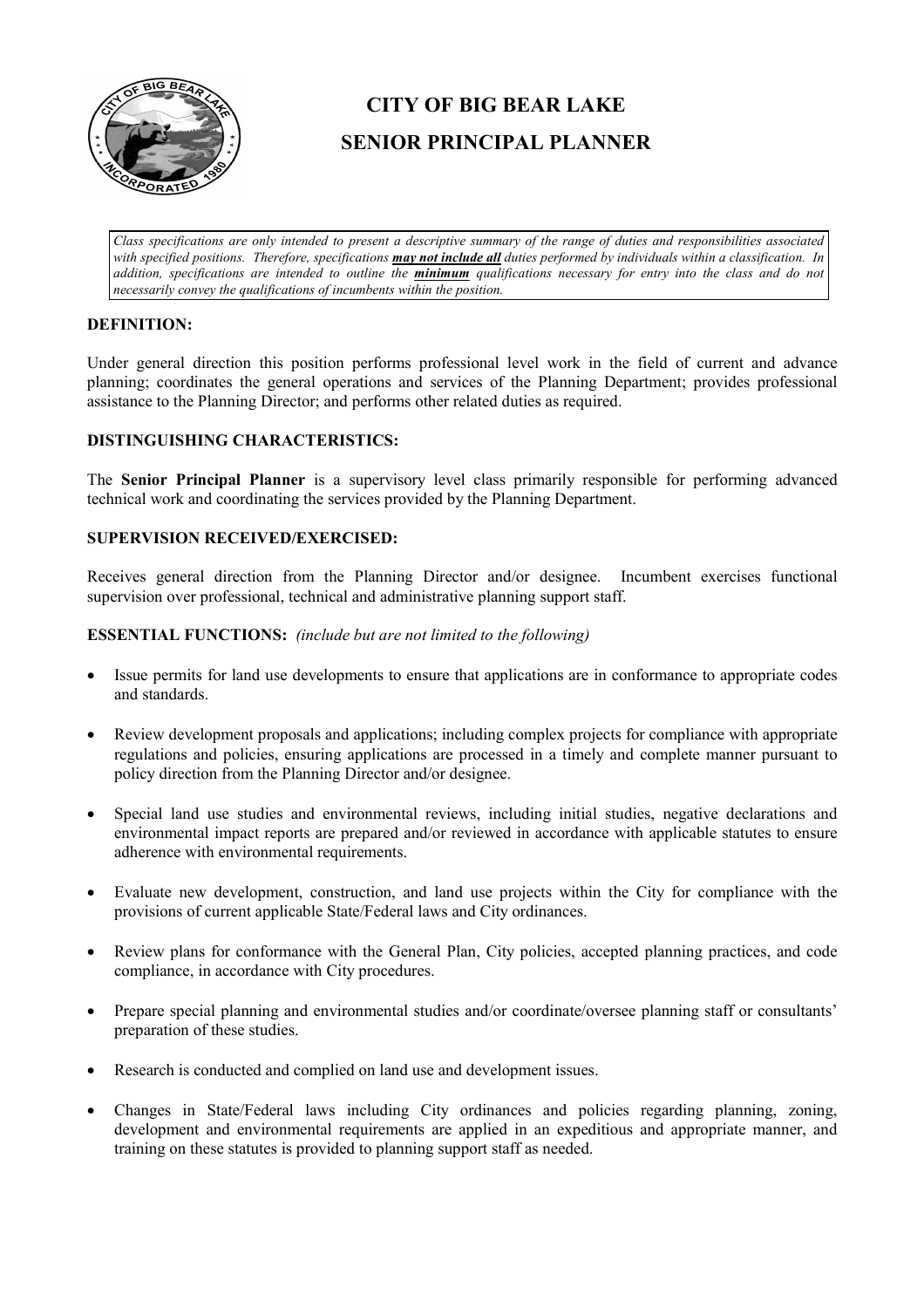# CITY OF BIG BEAR LAKE
# SENIOR PRINCIPAL PLANNER

*Class specifications are only intended to present a descriptive summary of the range of duties and responsibilities associated with specified positions. Therefore, specifications **may not include all** duties performed by individuals within a classification. In addition, specifications are intended to outline the **minimum** qualifications necessary for entry into the class and do not necessarily convey the qualifications of incumbents within the position.*

## DEFINITION:

Under general direction this position performs professional level work in the field of current and advance planning; coordinates the general operations and services of the Planning Department; provides professional assistance to the Planning Director; and performs other related duties as required.

## DISTINGUISHING CHARACTERISTICS:

The **Senior Principal Planner** is a supervisory level class primarily responsible for performing advanced technical work and coordinating the services provided by the Planning Department.

## SUPERVISION RECEIVED/EXERCISED:

Receives general direction from the Planning Director and/or designee. Incumbent exercises functional supervision over professional, technical and administrative planning support staff.

## ESSENTIAL FUNCTIONS: *(include but are not limited to the following)*

- Issue permits for land use developments to ensure that applications are in conformance to appropriate codes and standards.
- Review development proposals and applications; including complex projects for compliance with appropriate regulations and policies, ensuring applications are processed in a timely and complete manner pursuant to policy direction from the Planning Director and/or designee.
- Special land use studies and environmental reviews, including initial studies, negative declarations and environmental impact reports are prepared and/or reviewed in accordance with applicable statutes to ensure adherence with environmental requirements.
- Evaluate new development, construction, and land use projects within the City for compliance with the provisions of current applicable State/Federal laws and City ordinances.
- Review plans for conformance with the General Plan, City policies, accepted planning practices, and code compliance, in accordance with City procedures.
- Prepare special planning and environmental studies and/or coordinate/oversee planning staff or consultants' preparation of these studies.
- Research is conducted and complied on land use and development issues.
- Changes in State/Federal laws including City ordinances and policies regarding planning, zoning, development and environmental requirements are applied in an expeditious and appropriate manner, and training on these statutes is provided to planning support staff as needed.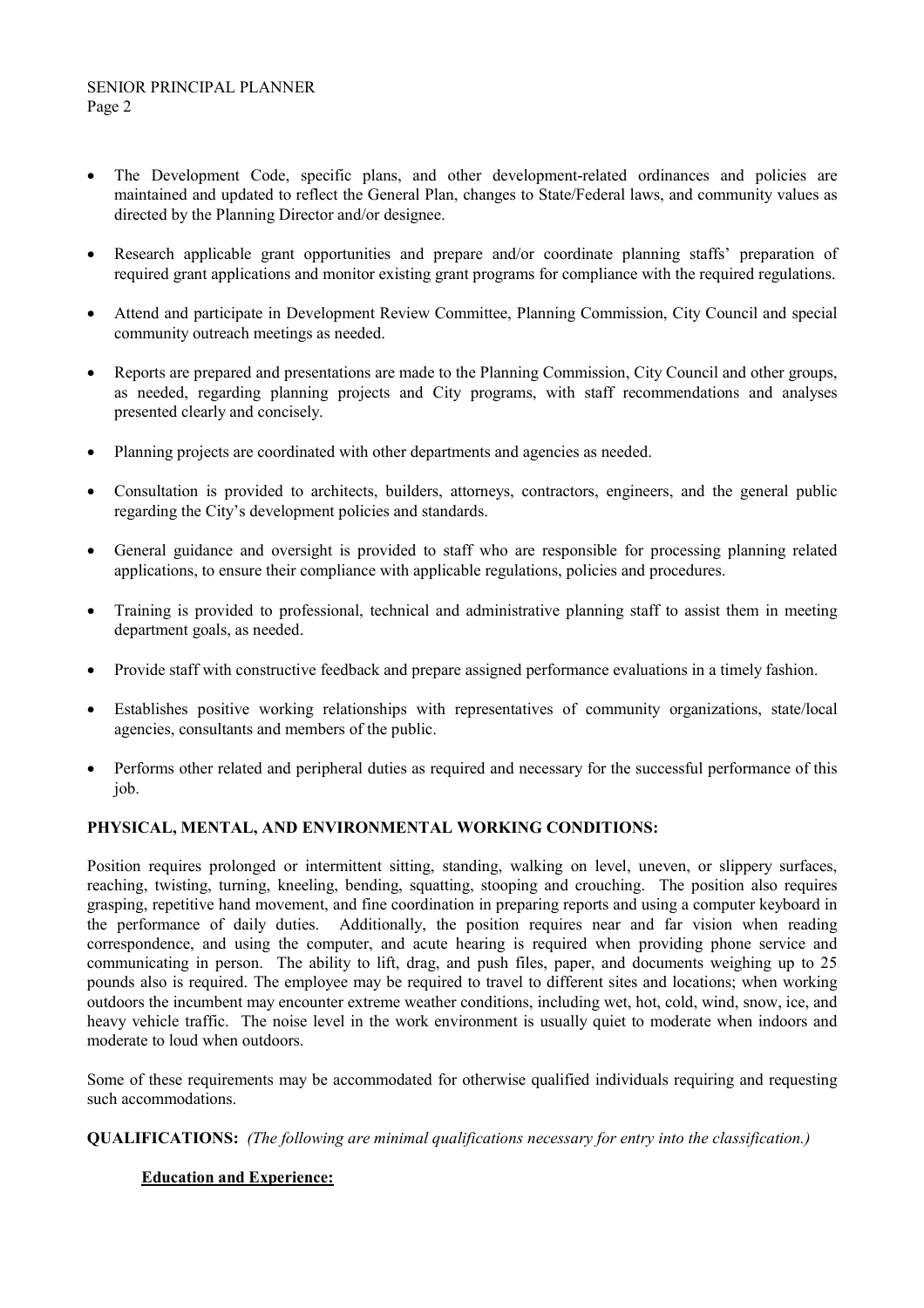- The Development Code, specific plans, and other development-related ordinances and policies are maintained and updated to reflect the General Plan, changes to State/Federal laws, and community values as directed by the Planning Director and/or designee.

- Research applicable grant opportunities and prepare and/or coordinate planning staffs' preparation of required grant applications and monitor existing grant programs for compliance with the required regulations.

- Attend and participate in Development Review Committee, Planning Commission, City Council and special community outreach meetings as needed.

- Reports are prepared and presentations are made to the Planning Commission, City Council and other groups, as needed, regarding planning projects and City programs, with staff recommendations and analyses presented clearly and concisely.

- Planning projects are coordinated with other departments and agencies as needed.

- Consultation is provided to architects, builders, attorneys, contractors, engineers, and the general public regarding the City's development policies and standards.

- General guidance and oversight is provided to staff who are responsible for processing planning related applications, to ensure their compliance with applicable regulations, policies and procedures.

- Training is provided to professional, technical and administrative planning staff to assist them in meeting department goals, as needed.

- Provide staff with constructive feedback and prepare assigned performance evaluations in a timely fashion.

- Establishes positive working relationships with representatives of community organizations, state/local agencies, consultants and members of the public.

- Performs other related and peripheral duties as required and necessary for the successful performance of this job.

**PHYSICAL, MENTAL, AND ENVIRONMENTAL WORKING CONDITIONS:**

Position requires prolonged or intermittent sitting, standing, walking on level, uneven, or slippery surfaces, reaching, twisting, turning, kneeling, bending, squatting, stooping and crouching. The position also requires grasping, repetitive hand movement, and fine coordination in preparing reports and using a computer keyboard in the performance of daily duties. Additionally, the position requires near and far vision when reading correspondence, and using the computer, and acute hearing is required when providing phone service and communicating in person. The ability to lift, drag, and push files, paper, and documents weighing up to 25 pounds also is required. The employee may be required to travel to different sites and locations; when working outdoors the incumbent may encounter extreme weather conditions, including wet, hot, cold, wind, snow, ice, and heavy vehicle traffic. The noise level in the work environment is usually quiet to moderate when indoors and moderate to loud when outdoors.

Some of these requirements may be accommodated for otherwise qualified individuals requiring and requesting such accommodations.

**QUALIFICATIONS:** *(The following are minimal qualifications necessary for entry into the classification.)*

**Education and Experience:**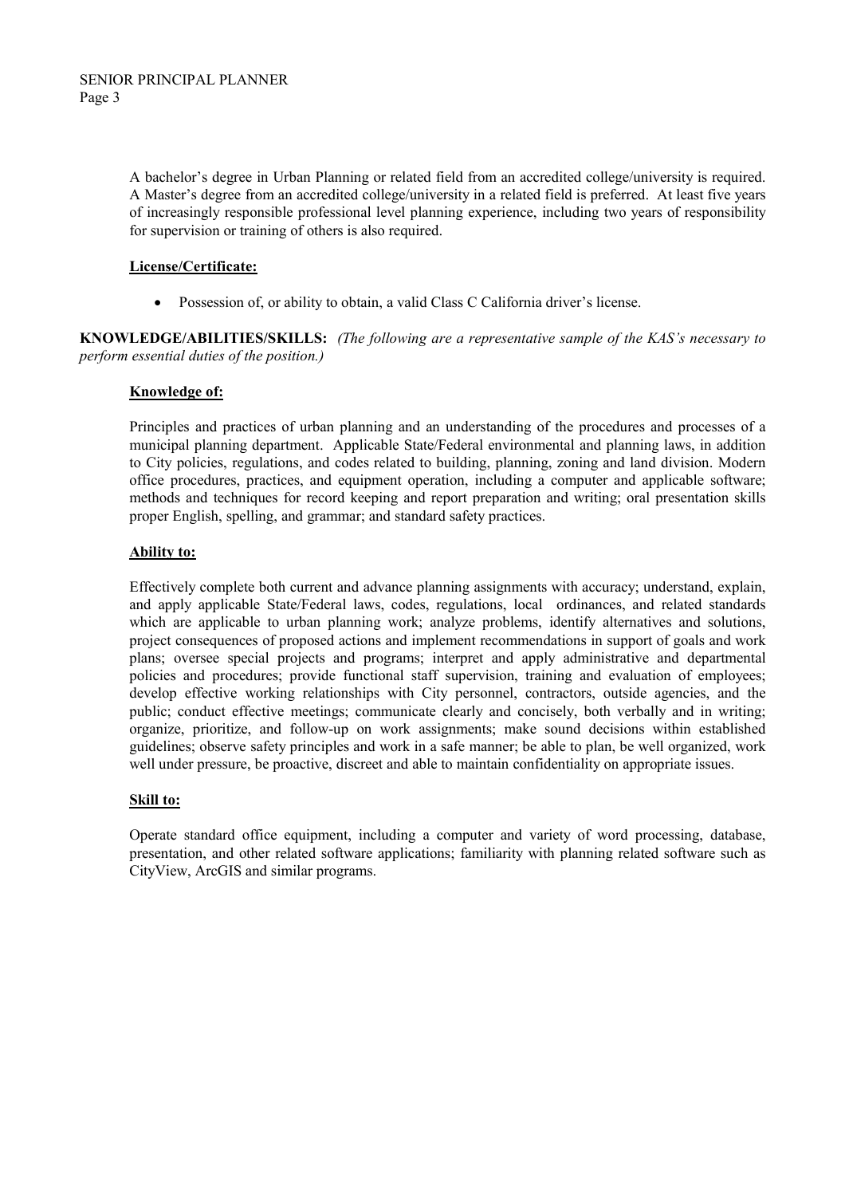A bachelor's degree in Urban Planning or related field from an accredited college/university is required. A Master's degree from an accredited college/university in a related field is preferred. At least five years of increasingly responsible professional level planning experience, including two years of responsibility for supervision or training of others is also required.

**License/Certificate:**

- Possession of, or ability to obtain, a valid Class C California driver's license.

**KNOWLEDGE/ABILITIES/SKILLS:** *(The following are a representative sample of the KAS's necessary to perform essential duties of the position.)*

**Knowledge of:**

Principles and practices of urban planning and an understanding of the procedures and processes of a municipal planning department. Applicable State/Federal environmental and planning laws, in addition to City policies, regulations, and codes related to building, planning, zoning and land division. Modern office procedures, practices, and equipment operation, including a computer and applicable software; methods and techniques for record keeping and report preparation and writing; oral presentation skills proper English, spelling, and grammar; and standard safety practices.

**Ability to:**

Effectively complete both current and advance planning assignments with accuracy; understand, explain, and apply applicable State/Federal laws, codes, regulations, local ordinances, and related standards which are applicable to urban planning work; analyze problems, identify alternatives and solutions, project consequences of proposed actions and implement recommendations in support of goals and work plans; oversee special projects and programs; interpret and apply administrative and departmental policies and procedures; provide functional staff supervision, training and evaluation of employees; develop effective working relationships with City personnel, contractors, outside agencies, and the public; conduct effective meetings; communicate clearly and concisely, both verbally and in writing; organize, prioritize, and follow-up on work assignments; make sound decisions within established guidelines; observe safety principles and work in a safe manner; be able to plan, be well organized, work well under pressure, be proactive, discreet and able to maintain confidentiality on appropriate issues.

**Skill to:**

Operate standard office equipment, including a computer and variety of word processing, database, presentation, and other related software applications; familiarity with planning related software such as CityView, ArcGIS and similar programs.